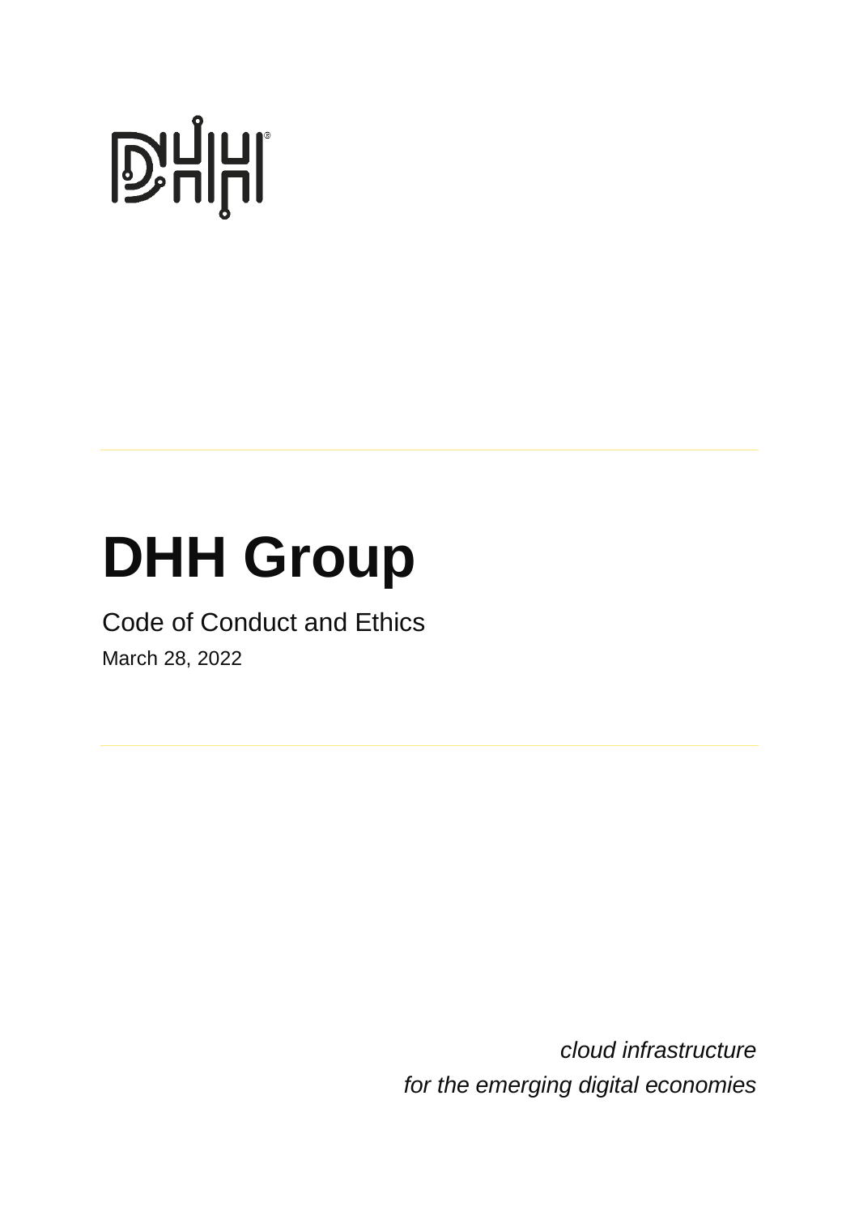# DHH Group

Code of Conduct and Ethics

March 28, 2022

*cloud infrastructure*
*for the emerging digital economies*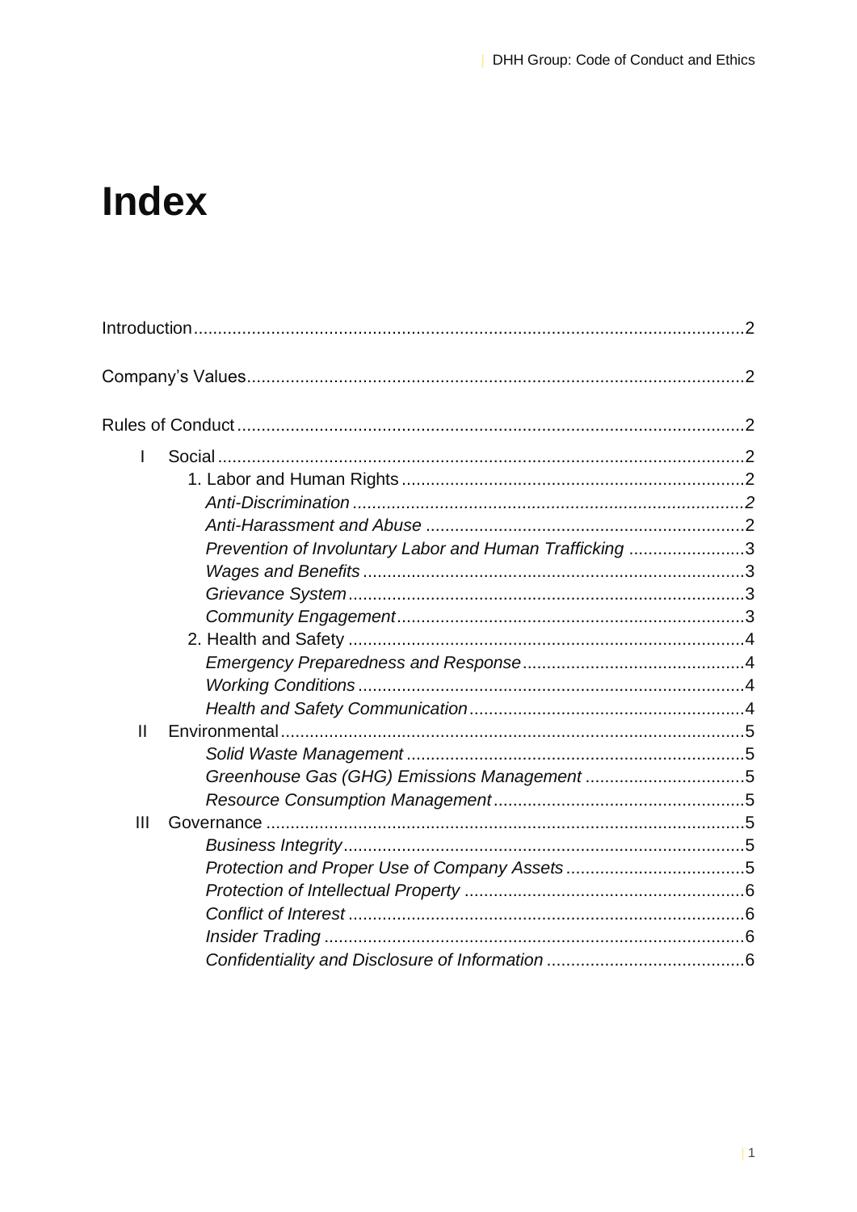# Index

Introduction........................................................................................................2

Company's Values..............................................................................................2

Rules of Conduct................................................................................................2

- I Social...........................................................................................................2
  - 1. Labor and Human Rights......................................................................2
    - *Anti-Discrimination*...............................................................................*2*
    - *Anti-Harassment and Abuse*.................................................................2
    - *Prevention of Involuntary Labor and Human Trafficking*.......................3
    - *Wages and Benefits*.............................................................................3
    - *Grievance System*................................................................................3
    - *Community Engagement*......................................................................3
  - 2. Health and Safety.................................................................................4
    - *Emergency Preparedness and Response*.............................................4
    - *Working Conditions*..............................................................................4
    - *Health and Safety Communication*.......................................................4
- II Environmental..............................................................................................5
    - *Solid Waste Management*.....................................................................5
    - *Greenhouse Gas (GHG) Emissions Management*................................5
    - *Resource Consumption Management*...................................................5
- III Governance.................................................................................................5
    - *Business Integrity*.................................................................................5
    - *Protection and Proper Use of Company Assets*....................................5
    - *Protection of Intellectual Property*........................................................6
    - *Conflict of Interest*................................................................................6
    - *Insider Trading*.....................................................................................6
    - *Confidentiality and Disclosure of Information*........................................6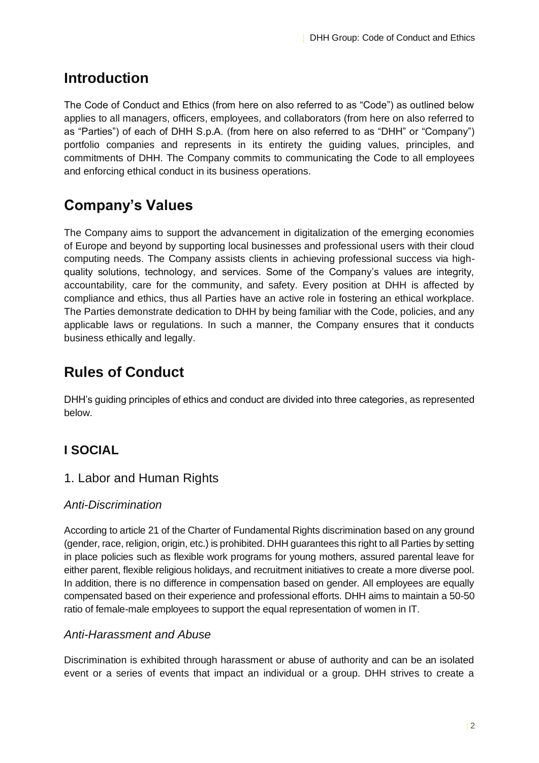## Introduction

The Code of Conduct and Ethics (from here on also referred to as "Code") as outlined below applies to all managers, officers, employees, and collaborators (from here on also referred to as "Parties") of each of DHH S.p.A. (from here on also referred to as "DHH" or "Company") portfolio companies and represents in its entirety the guiding values, principles, and commitments of DHH. The Company commits to communicating the Code to all employees and enforcing ethical conduct in its business operations.

## Company's Values

The Company aims to support the advancement in digitalization of the emerging economies of Europe and beyond by supporting local businesses and professional users with their cloud computing needs. The Company assists clients in achieving professional success via high-quality solutions, technology, and services. Some of the Company's values are integrity, accountability, care for the community, and safety. Every position at DHH is affected by compliance and ethics, thus all Parties have an active role in fostering an ethical workplace. The Parties demonstrate dedication to DHH by being familiar with the Code, policies, and any applicable laws or regulations. In such a manner, the Company ensures that it conducts business ethically and legally.

## Rules of Conduct

DHH's guiding principles of ethics and conduct are divided into three categories, as represented below.

### I SOCIAL

#### 1. Labor and Human Rights

##### *Anti-Discrimination*

According to article 21 of the Charter of Fundamental Rights discrimination based on any ground (gender, race, religion, origin, etc.) is prohibited. DHH guarantees this right to all Parties by setting in place policies such as flexible work programs for young mothers, assured parental leave for either parent, flexible religious holidays, and recruitment initiatives to create a more diverse pool. In addition, there is no difference in compensation based on gender. All employees are equally compensated based on their experience and professional efforts. DHH aims to maintain a 50-50 ratio of female-male employees to support the equal representation of women in IT.

##### *Anti-Harassment and Abuse*

Discrimination is exhibited through harassment or abuse of authority and can be an isolated event or a series of events that impact an individual or a group. DHH strives to create a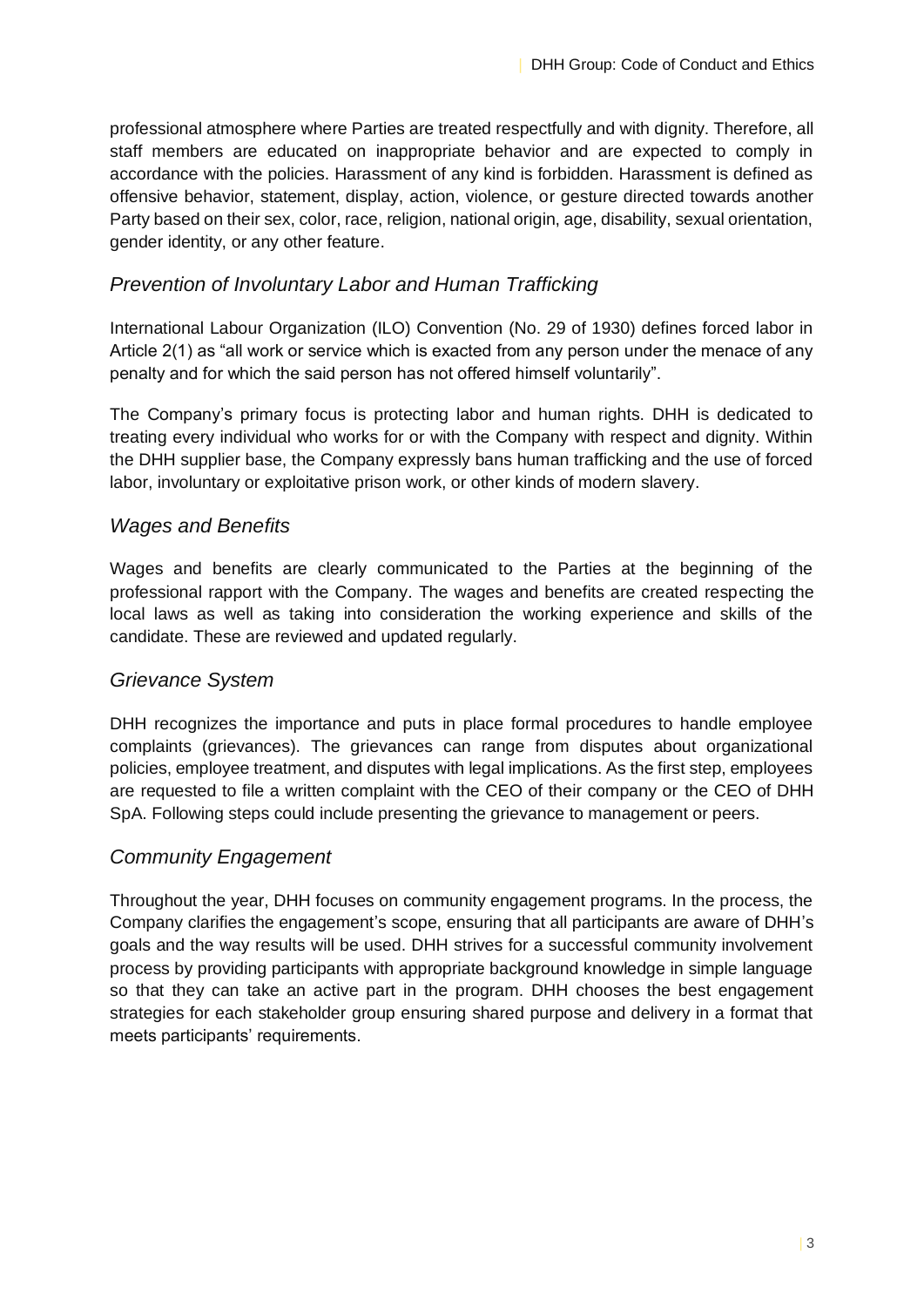professional atmosphere where Parties are treated respectfully and with dignity. Therefore, all staff members are educated on inappropriate behavior and are expected to comply in accordance with the policies. Harassment of any kind is forbidden. Harassment is defined as offensive behavior, statement, display, action, violence, or gesture directed towards another Party based on their sex, color, race, religion, national origin, age, disability, sexual orientation, gender identity, or any other feature.

### *Prevention of Involuntary Labor and Human Trafficking*

International Labour Organization (ILO) Convention (No. 29 of 1930) defines forced labor in Article 2(1) as "all work or service which is exacted from any person under the menace of any penalty and for which the said person has not offered himself voluntarily".

The Company's primary focus is protecting labor and human rights. DHH is dedicated to treating every individual who works for or with the Company with respect and dignity. Within the DHH supplier base, the Company expressly bans human trafficking and the use of forced labor, involuntary or exploitative prison work, or other kinds of modern slavery.

### *Wages and Benefits*

Wages and benefits are clearly communicated to the Parties at the beginning of the professional rapport with the Company. The wages and benefits are created respecting the local laws as well as taking into consideration the working experience and skills of the candidate. These are reviewed and updated regularly.

### *Grievance System*

DHH recognizes the importance and puts in place formal procedures to handle employee complaints (grievances). The grievances can range from disputes about organizational policies, employee treatment, and disputes with legal implications. As the first step, employees are requested to file a written complaint with the CEO of their company or the CEO of DHH SpA. Following steps could include presenting the grievance to management or peers.

### *Community Engagement*

Throughout the year, DHH focuses on community engagement programs. In the process, the Company clarifies the engagement's scope, ensuring that all participants are aware of DHH's goals and the way results will be used. DHH strives for a successful community involvement process by providing participants with appropriate background knowledge in simple language so that they can take an active part in the program. DHH chooses the best engagement strategies for each stakeholder group ensuring shared purpose and delivery in a format that meets participants' requirements.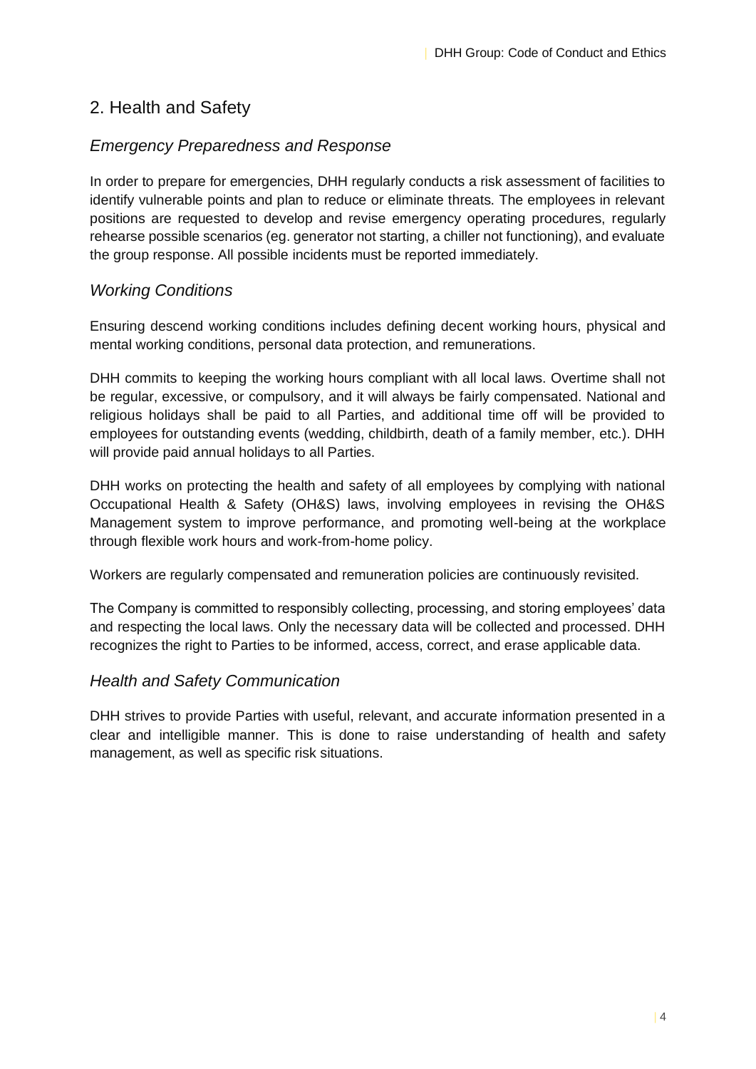## 2. Health and Safety

### *Emergency Preparedness and Response*

In order to prepare for emergencies, DHH regularly conducts a risk assessment of facilities to identify vulnerable points and plan to reduce or eliminate threats. The employees in relevant positions are requested to develop and revise emergency operating procedures, regularly rehearse possible scenarios (eg. generator not starting, a chiller not functioning), and evaluate the group response. All possible incidents must be reported immediately.

### *Working Conditions*

Ensuring descend working conditions includes defining decent working hours, physical and mental working conditions, personal data protection, and remunerations.

DHH commits to keeping the working hours compliant with all local laws. Overtime shall not be regular, excessive, or compulsory, and it will always be fairly compensated. National and religious holidays shall be paid to all Parties, and additional time off will be provided to employees for outstanding events (wedding, childbirth, death of a family member, etc.). DHH will provide paid annual holidays to all Parties.

DHH works on protecting the health and safety of all employees by complying with national Occupational Health & Safety (OH&S) laws, involving employees in revising the OH&S Management system to improve performance, and promoting well-being at the workplace through flexible work hours and work-from-home policy.

Workers are regularly compensated and remuneration policies are continuously revisited.

The Company is committed to responsibly collecting, processing, and storing employees' data and respecting the local laws. Only the necessary data will be collected and processed. DHH recognizes the right to Parties to be informed, access, correct, and erase applicable data.

### *Health and Safety Communication*

DHH strives to provide Parties with useful, relevant, and accurate information presented in a clear and intelligible manner. This is done to raise understanding of health and safety management, as well as specific risk situations.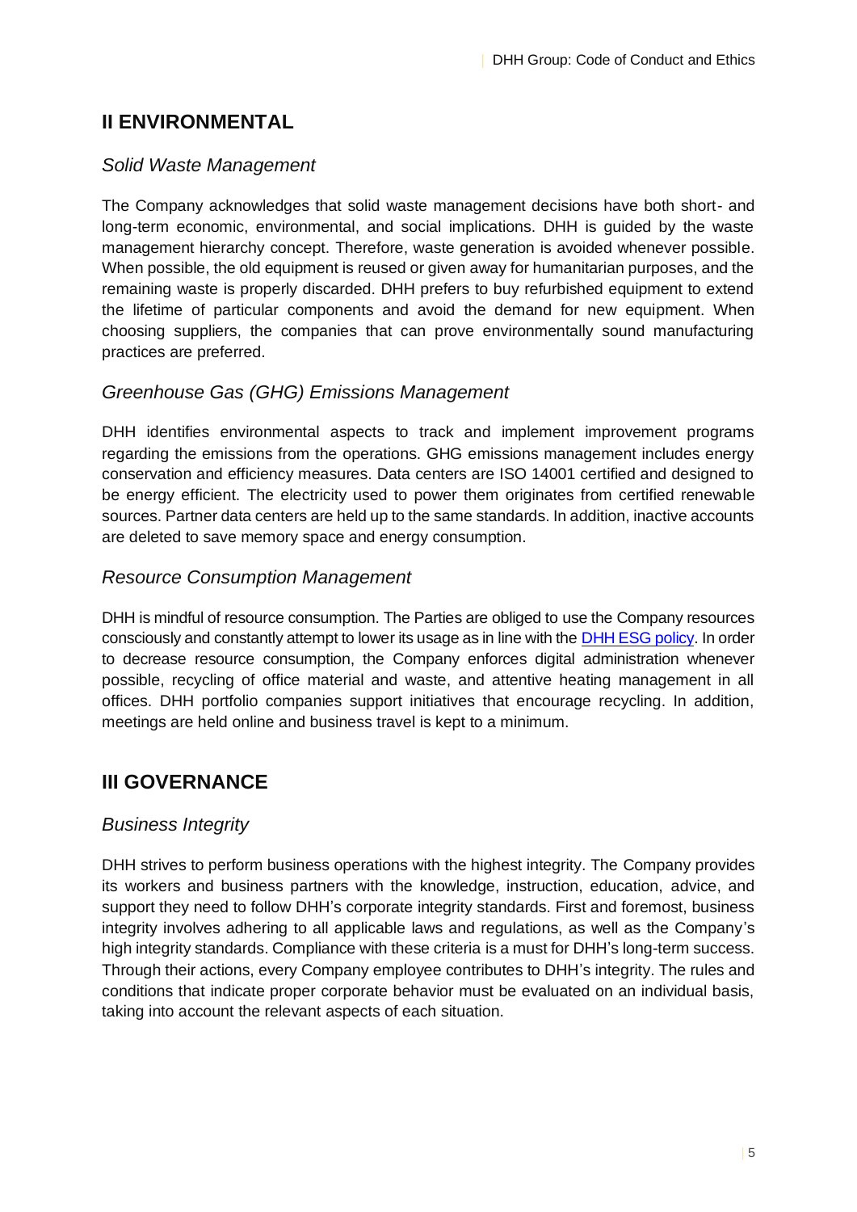## II ENVIRONMENTAL

### *Solid Waste Management*

The Company acknowledges that solid waste management decisions have both short- and long-term economic, environmental, and social implications. DHH is guided by the waste management hierarchy concept. Therefore, waste generation is avoided whenever possible. When possible, the old equipment is reused or given away for humanitarian purposes, and the remaining waste is properly discarded. DHH prefers to buy refurbished equipment to extend the lifetime of particular components and avoid the demand for new equipment. When choosing suppliers, the companies that can prove environmentally sound manufacturing practices are preferred.

### *Greenhouse Gas (GHG) Emissions Management*

DHH identifies environmental aspects to track and implement improvement programs regarding the emissions from the operations. GHG emissions management includes energy conservation and efficiency measures. Data centers are ISO 14001 certified and designed to be energy efficient. The electricity used to power them originates from certified renewable sources. Partner data centers are held up to the same standards. In addition, inactive accounts are deleted to save memory space and energy consumption.

### *Resource Consumption Management*

DHH is mindful of resource consumption. The Parties are obliged to use the Company resources consciously and constantly attempt to lower its usage as in line with the DHH ESG policy. In order to decrease resource consumption, the Company enforces digital administration whenever possible, recycling of office material and waste, and attentive heating management in all offices. DHH portfolio companies support initiatives that encourage recycling. In addition, meetings are held online and business travel is kept to a minimum.

## III GOVERNANCE

### *Business Integrity*

DHH strives to perform business operations with the highest integrity. The Company provides its workers and business partners with the knowledge, instruction, education, advice, and support they need to follow DHH's corporate integrity standards. First and foremost, business integrity involves adhering to all applicable laws and regulations, as well as the Company's high integrity standards. Compliance with these criteria is a must for DHH's long-term success. Through their actions, every Company employee contributes to DHH's integrity. The rules and conditions that indicate proper corporate behavior must be evaluated on an individual basis, taking into account the relevant aspects of each situation.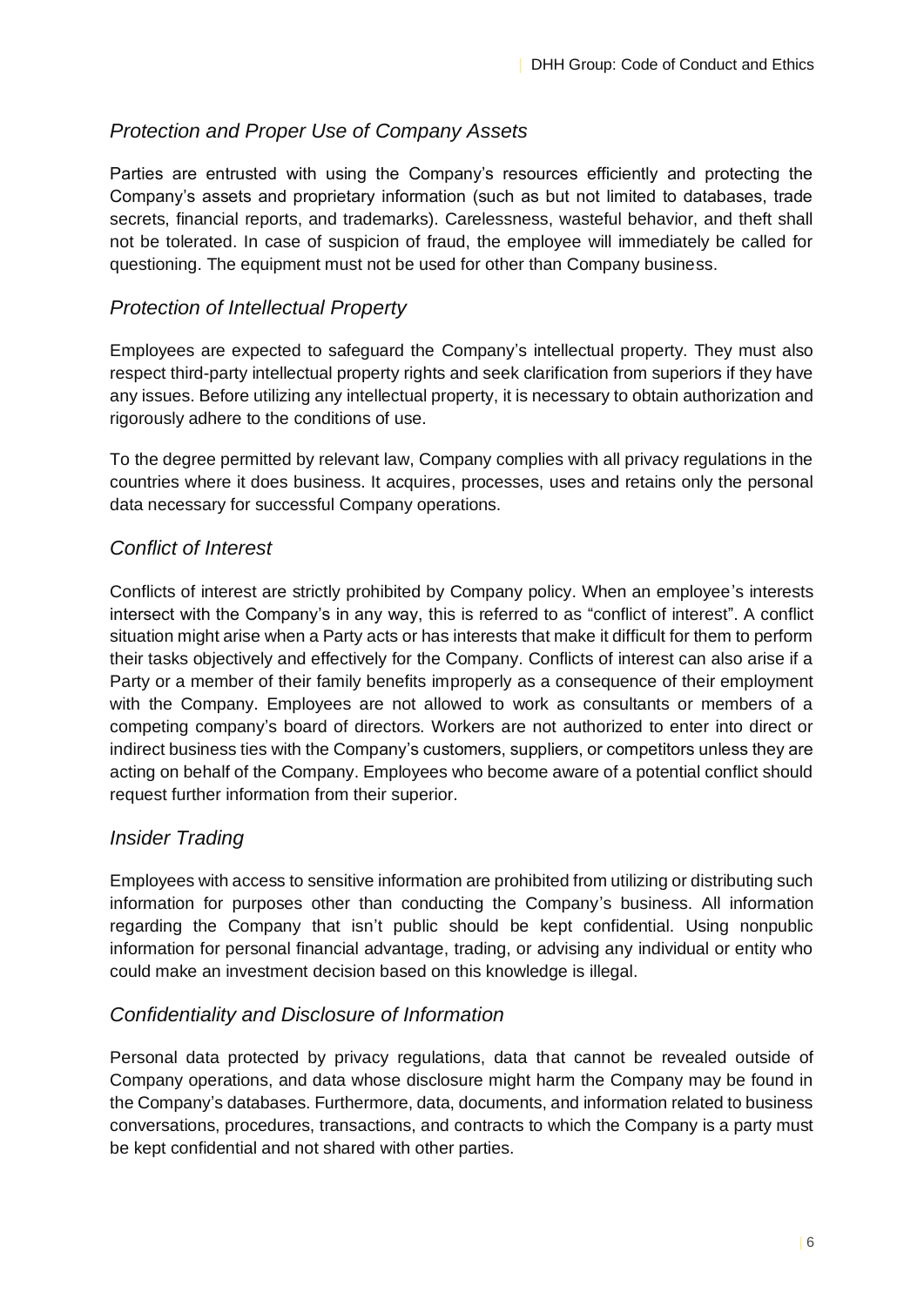## *Protection and Proper Use of Company Assets*

Parties are entrusted with using the Company's resources efficiently and protecting the Company's assets and proprietary information (such as but not limited to databases, trade secrets, financial reports, and trademarks). Carelessness, wasteful behavior, and theft shall not be tolerated. In case of suspicion of fraud, the employee will immediately be called for questioning. The equipment must not be used for other than Company business.

## *Protection of Intellectual Property*

Employees are expected to safeguard the Company's intellectual property. They must also respect third-party intellectual property rights and seek clarification from superiors if they have any issues. Before utilizing any intellectual property, it is necessary to obtain authorization and rigorously adhere to the conditions of use.

To the degree permitted by relevant law, Company complies with all privacy regulations in the countries where it does business. It acquires, processes, uses and retains only the personal data necessary for successful Company operations.

## *Conflict of Interest*

Conflicts of interest are strictly prohibited by Company policy. When an employee's interests intersect with the Company's in any way, this is referred to as "conflict of interest". A conflict situation might arise when a Party acts or has interests that make it difficult for them to perform their tasks objectively and effectively for the Company. Conflicts of interest can also arise if a Party or a member of their family benefits improperly as a consequence of their employment with the Company. Employees are not allowed to work as consultants or members of a competing company's board of directors. Workers are not authorized to enter into direct or indirect business ties with the Company's customers, suppliers, or competitors unless they are acting on behalf of the Company. Employees who become aware of a potential conflict should request further information from their superior.

## *Insider Trading*

Employees with access to sensitive information are prohibited from utilizing or distributing such information for purposes other than conducting the Company's business. All information regarding the Company that isn't public should be kept confidential. Using nonpublic information for personal financial advantage, trading, or advising any individual or entity who could make an investment decision based on this knowledge is illegal.

## *Confidentiality and Disclosure of Information*

Personal data protected by privacy regulations, data that cannot be revealed outside of Company operations, and data whose disclosure might harm the Company may be found in the Company's databases. Furthermore, data, documents, and information related to business conversations, procedures, transactions, and contracts to which the Company is a party must be kept confidential and not shared with other parties.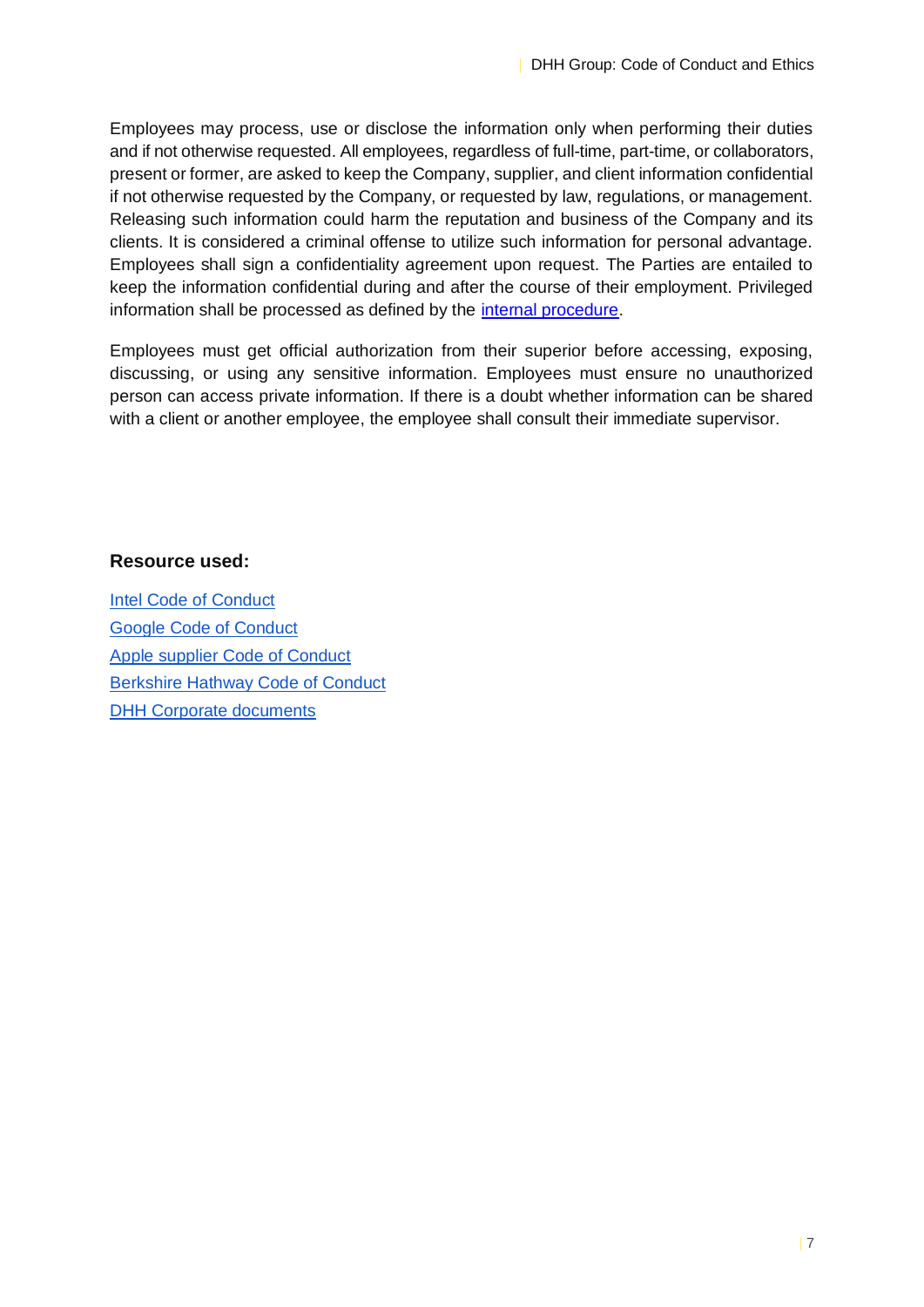Employees may process, use or disclose the information only when performing their duties and if not otherwise requested. All employees, regardless of full-time, part-time, or collaborators, present or former, are asked to keep the Company, supplier, and client information confidential if not otherwise requested by the Company, or requested by law, regulations, or management. Releasing such information could harm the reputation and business of the Company and its clients. It is considered a criminal offense to utilize such information for personal advantage. Employees shall sign a confidentiality agreement upon request. The Parties are entailed to keep the information confidential during and after the course of their employment. Privileged information shall be processed as defined by the internal procedure.

Employees must get official authorization from their superior before accessing, exposing, discussing, or using any sensitive information. Employees must ensure no unauthorized person can access private information. If there is a doubt whether information can be shared with a client or another employee, the employee shall consult their immediate supervisor.

**Resource used:**

Intel Code of Conduct
Google Code of Conduct
Apple supplier Code of Conduct
Berkshire Hathway Code of Conduct
DHH Corporate documents